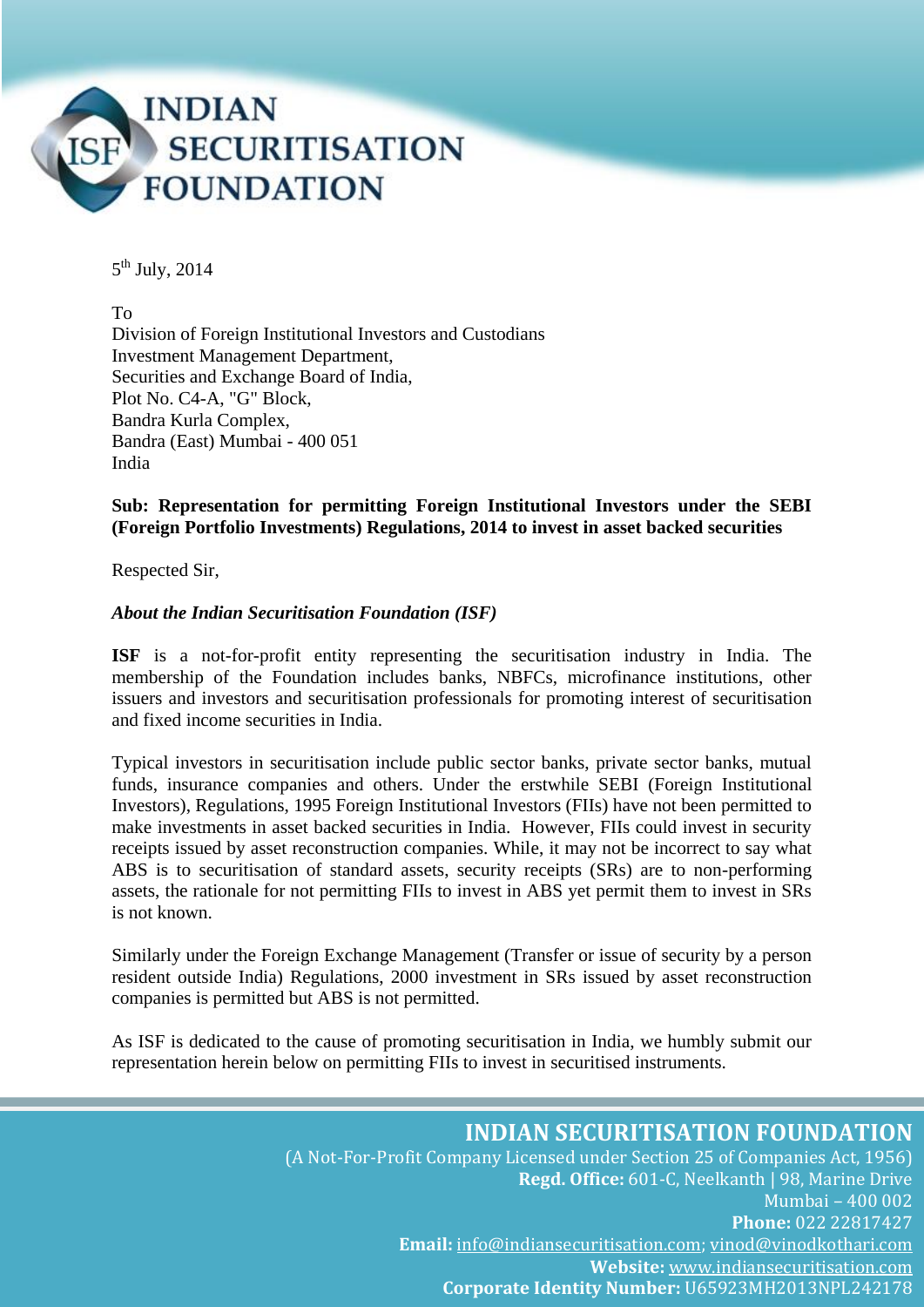# INDIAN SECURITISATION FOUNDATION

5th July, 2014

To
Division of Foreign Institutional Investors and Custodians
Investment Management Department,
Securities and Exchange Board of India,
Plot No. C4-A, "G" Block,
Bandra Kurla Complex,
Bandra (East) Mumbai - 400 051
India

**Sub: Representation for permitting Foreign Institutional Investors under the SEBI (Foreign Portfolio Investments) Regulations, 2014 to invest in asset backed securities**

Respected Sir,

***About the Indian Securitisation Foundation (ISF)***

**ISF** is a not-for-profit entity representing the securitisation industry in India. The membership of the Foundation includes banks, NBFCs, microfinance institutions, other issuers and investors and securitisation professionals for promoting interest of securitisation and fixed income securities in India.

Typical investors in securitisation include public sector banks, private sector banks, mutual funds, insurance companies and others. Under the erstwhile SEBI (Foreign Institutional Investors), Regulations, 1995 Foreign Institutional Investors (FIIs) have not been permitted to make investments in asset backed securities in India. However, FIIs could invest in security receipts issued by asset reconstruction companies. While, it may not be incorrect to say what ABS is to securitisation of standard assets, security receipts (SRs) are to non-performing assets, the rationale for not permitting FIIs to invest in ABS yet permit them to invest in SRs is not known.

Similarly under the Foreign Exchange Management (Transfer or issue of security by a person resident outside India) Regulations, 2000 investment in SRs issued by asset reconstruction companies is permitted but ABS is not permitted.

As ISF is dedicated to the cause of promoting securitisation in India, we humbly submit our representation herein below on permitting FIIs to invest in securitised instruments.

**INDIAN SECURITISATION FOUNDATION**
(A Not-For-Profit Company Licensed under Section 25 of Companies Act, 1956)
**Regd. Office:** 601-C, Neelkanth | 98, Marine Drive
Mumbai – 400 002
**Phone:** 022 22817427
**Email:** info@indiansecuritisation.com; vinod@vinodkothari.com
**Website:** www.indiansecuritisation.com
**Corporate Identity Number:** U65923MH2013NPL242178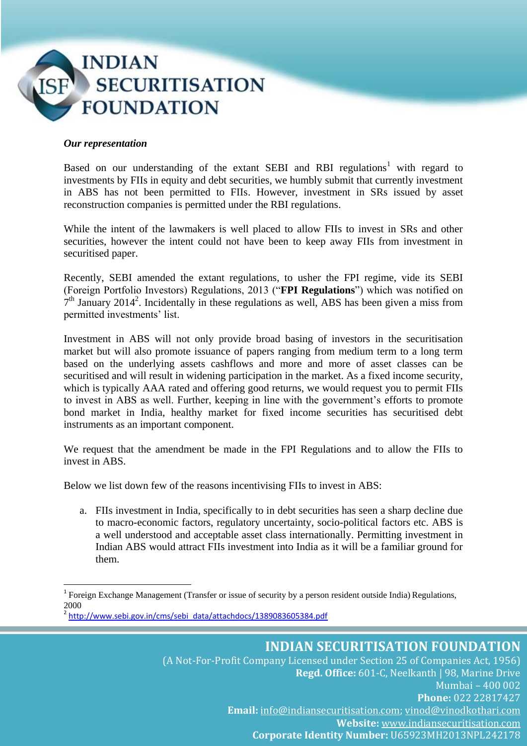***Our representation***

Based on our understanding of the extant SEBI and RBI regulations[1] with regard to investments by FIIs in equity and debt securities, we humbly submit that currently investment in ABS has not been permitted to FIIs. However, investment in SRs issued by asset reconstruction companies is permitted under the RBI regulations.

While the intent of the lawmakers is well placed to allow FIIs to invest in SRs and other securities, however the intent could not have been to keep away FIIs from investment in securitised paper.

Recently, SEBI amended the extant regulations, to usher the FPI regime, vide its SEBI (Foreign Portfolio Investors) Regulations, 2013 ("**FPI Regulations**") which was notified on 7th January 2014[2]. Incidentally in these regulations as well, ABS has been given a miss from permitted investments' list.

Investment in ABS will not only provide broad basing of investors in the securitisation market but will also promote issuance of papers ranging from medium term to a long term based on the underlying assets cashflows and more and more of asset classes can be securitised and will result in widening participation in the market. As a fixed income security, which is typically AAA rated and offering good returns, we would request you to permit FIIs to invest in ABS as well. Further, keeping in line with the government's efforts to promote bond market in India, healthy market for fixed income securities has securitised debt instruments as an important component.

We request that the amendment be made in the FPI Regulations and to allow the FIIs to invest in ABS.

Below we list down few of the reasons incentivising FIIs to invest in ABS:

a. FIIs investment in India, specifically to in debt securities has seen a sharp decline due to macro-economic factors, regulatory uncertainty, socio-political factors etc. ABS is a well understood and acceptable asset class internationally. Permitting investment in Indian ABS would attract FIIs investment into India as it will be a familiar ground for them.

---

[1] Foreign Exchange Management (Transfer or issue of security by a person resident outside India) Regulations, 2000

[2] http://www.sebi.gov.in/cms/sebi_data/attachdocs/1389083605384.pdf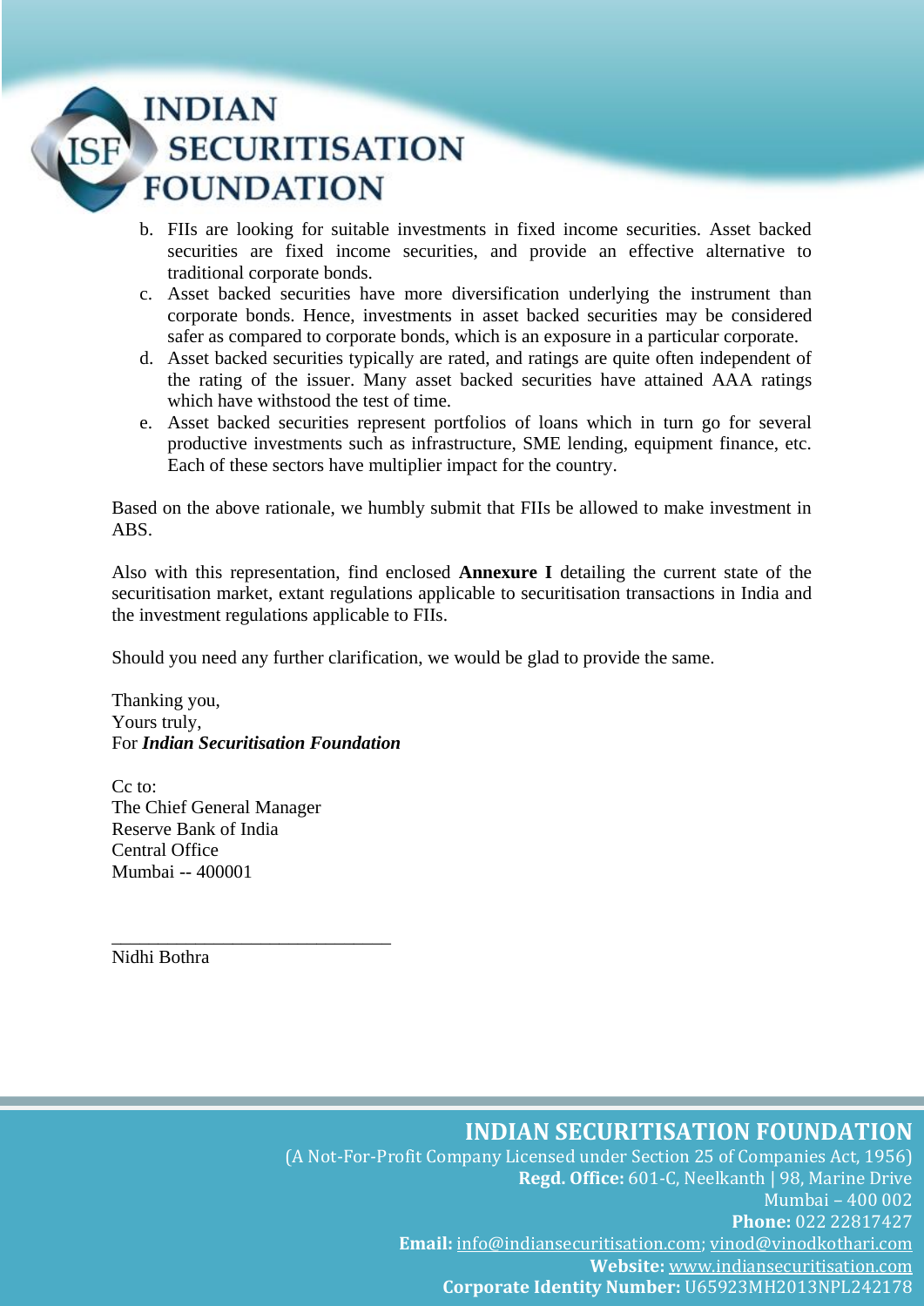b. FIIs are looking for suitable investments in fixed income securities. Asset backed securities are fixed income securities, and provide an effective alternative to traditional corporate bonds.
c. Asset backed securities have more diversification underlying the instrument than corporate bonds. Hence, investments in asset backed securities may be considered safer as compared to corporate bonds, which is an exposure in a particular corporate.
d. Asset backed securities typically are rated, and ratings are quite often independent of the rating of the issuer. Many asset backed securities have attained AAA ratings which have withstood the test of time.
e. Asset backed securities represent portfolios of loans which in turn go for several productive investments such as infrastructure, SME lending, equipment finance, etc. Each of these sectors have multiplier impact for the country.

Based on the above rationale, we humbly submit that FIIs be allowed to make investment in ABS.

Also with this representation, find enclosed **Annexure I** detailing the current state of the securitisation market, extant regulations applicable to securitisation transactions in India and the investment regulations applicable to FIIs.

Should you need any further clarification, we would be glad to provide the same.

Thanking you,
Yours truly,
For ***Indian Securitisation Foundation***

Cc to:
The Chief General Manager
Reserve Bank of India
Central Office
Mumbai -- 400001

______________________________
Nidhi Bothra

**INDIAN SECURITISATION FOUNDATION**
(A Not-For-Profit Company Licensed under Section 25 of Companies Act, 1956)
**Regd. Office:** 601-C, Neelkanth | 98, Marine Drive
Mumbai – 400 002
**Phone:** 022 22817427
**Email:** info@indiansecuritisation.com; vinod@vinodkothari.com
**Website:** www.indiansecuritisation.com
**Corporate Identity Number:** U65923MH2013NPL242178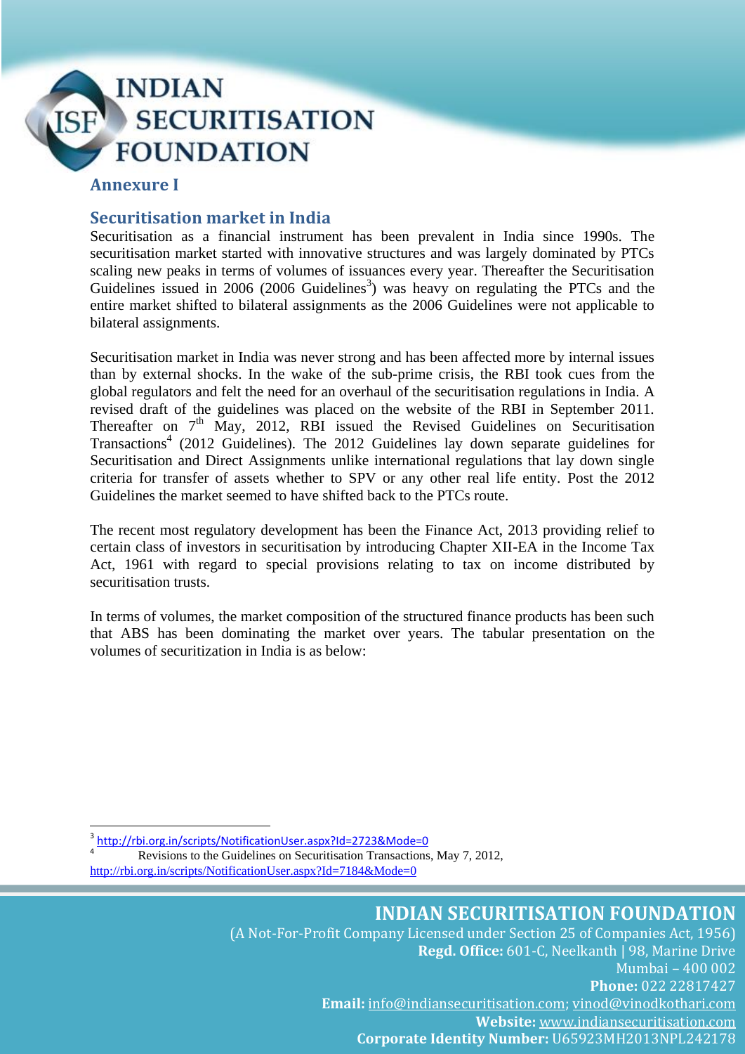## Annexure I

## Securitisation market in India

Securitisation as a financial instrument has been prevalent in India since 1990s. The securitisation market started with innovative structures and was largely dominated by PTCs scaling new peaks in terms of volumes of issuances every year. Thereafter the Securitisation Guidelines issued in 2006 (2006 Guidelines[3]) was heavy on regulating the PTCs and the entire market shifted to bilateral assignments as the 2006 Guidelines were not applicable to bilateral assignments.

Securitisation market in India was never strong and has been affected more by internal issues than by external shocks. In the wake of the sub-prime crisis, the RBI took cues from the global regulators and felt the need for an overhaul of the securitisation regulations in India. A revised draft of the guidelines was placed on the website of the RBI in September 2011. Thereafter on 7th May, 2012, RBI issued the Revised Guidelines on Securitisation Transactions[4] (2012 Guidelines). The 2012 Guidelines lay down separate guidelines for Securitisation and Direct Assignments unlike international regulations that lay down single criteria for transfer of assets whether to SPV or any other real life entity. Post the 2012 Guidelines the market seemed to have shifted back to the PTCs route.

The recent most regulatory development has been the Finance Act, 2013 providing relief to certain class of investors in securitisation by introducing Chapter XII-EA in the Income Tax Act, 1961 with regard to special provisions relating to tax on income distributed by securitisation trusts.

In terms of volumes, the market composition of the structured finance products has been such that ABS has been dominating the market over years. The tabular presentation on the volumes of securitization in India is as below:

---

[3] http://rbi.org.in/scripts/NotificationUser.aspx?Id=2723&Mode=0

[4] Revisions to the Guidelines on Securitisation Transactions, May 7, 2012, http://rbi.org.in/scripts/NotificationUser.aspx?Id=7184&Mode=0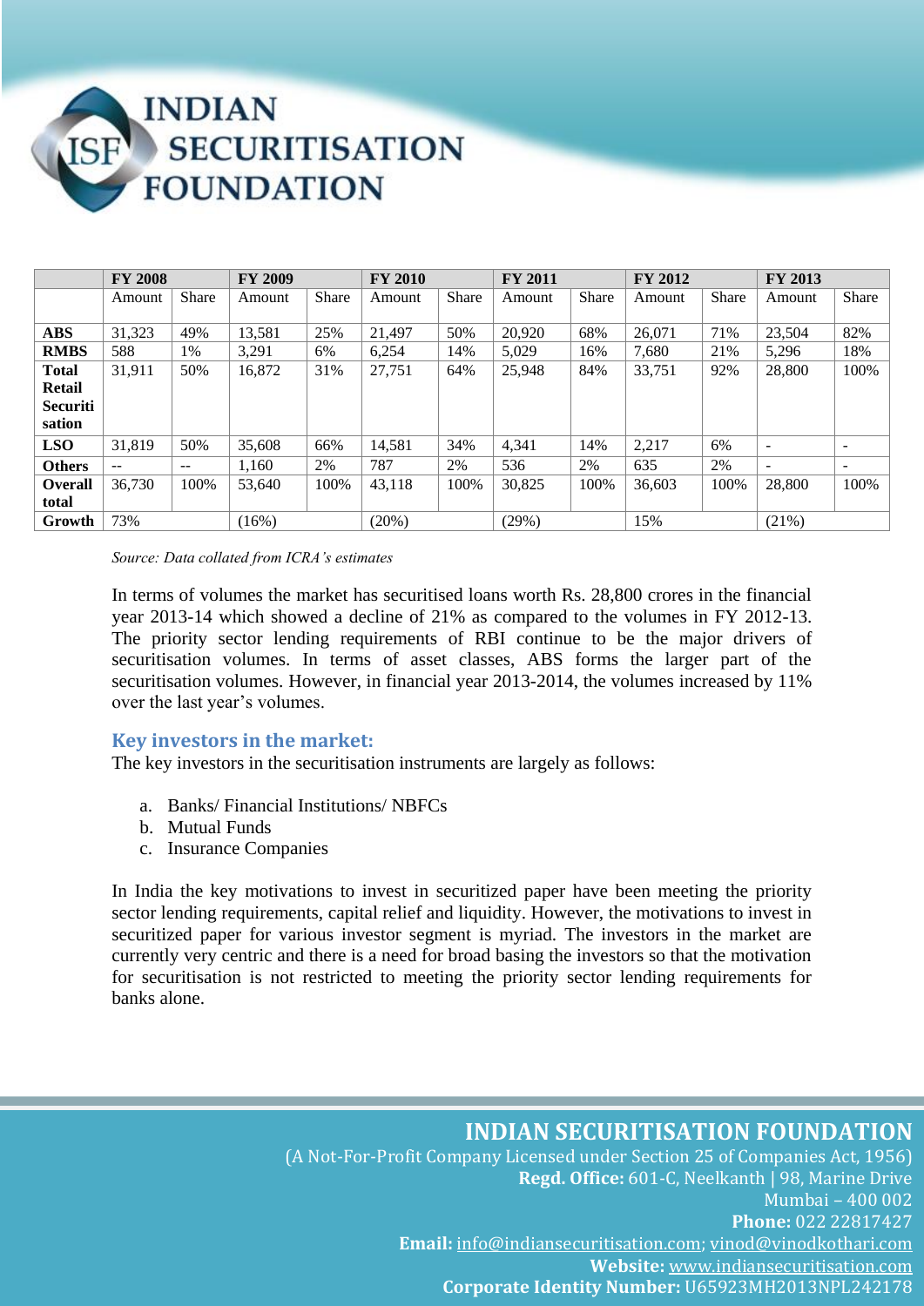| | FY 2008 | | FY 2009 | | FY 2010 | | FY 2011 | | FY 2012 | | FY 2013 | |
|---|---|---|---|---|---|---|---|---|---|---|---|---|
| | Amount | Share | Amount | Share | Amount | Share | Amount | Share | Amount | Share | Amount | Share |
| **ABS** | 31,323 | 49% | 13,581 | 25% | 21,497 | 50% | 20,920 | 68% | 26,071 | 71% | 23,504 | 82% |
| **RMBS** | 588 | 1% | 3,291 | 6% | 6,254 | 14% | 5,029 | 16% | 7,680 | 21% | 5,296 | 18% |
| **Total Retail Securitisation** | 31,911 | 50% | 16,872 | 31% | 27,751 | 64% | 25,948 | 84% | 33,751 | 92% | 28,800 | 100% |
| **LSO** | 31,819 | 50% | 35,608 | 66% | 14,581 | 34% | 4,341 | 14% | 2,217 | 6% | - | - |
| **Others** | -- | -- | 1,160 | 2% | 787 | 2% | 536 | 2% | 635 | 2% | - | - |
| **Overall total** | 36,730 | 100% | 53,640 | 100% | 43,118 | 100% | 30,825 | 100% | 36,603 | 100% | 28,800 | 100% |
| **Growth** | 73% | | (16%) | | (20%) | | (29%) | | 15% | | (21%) | |

*Source: Data collated from ICRA's estimates*

In terms of volumes the market has securitised loans worth Rs. 28,800 crores in the financial year 2013-14 which showed a decline of 21% as compared to the volumes in FY 2012-13. The priority sector lending requirements of RBI continue to be the major drivers of securitisation volumes. In terms of asset classes, ABS forms the larger part of the securitisation volumes. However, in financial year 2013-2014, the volumes increased by 11% over the last year's volumes.

## Key investors in the market:

The key investors in the securitisation instruments are largely as follows:

a. Banks/ Financial Institutions/ NBFCs
b. Mutual Funds
c. Insurance Companies

In India the key motivations to invest in securitized paper have been meeting the priority sector lending requirements, capital relief and liquidity. However, the motivations to invest in securitized paper for various investor segment is myriad. The investors in the market are currently very centric and there is a need for broad basing the investors so that the motivation for securitisation is not restricted to meeting the priority sector lending requirements for banks alone.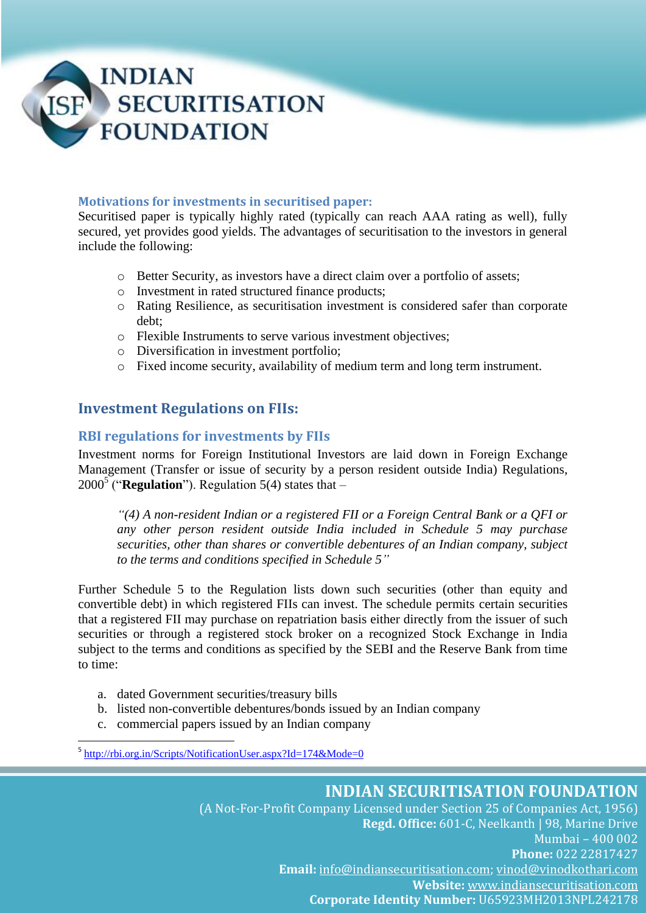### Motivations for investments in securitised paper:

Securitised paper is typically highly rated (typically can reach AAA rating as well), fully secured, yet provides good yields. The advantages of securitisation to the investors in general include the following:

- Better Security, as investors have a direct claim over a portfolio of assets;
- Investment in rated structured finance products;
- Rating Resilience, as securitisation investment is considered safer than corporate debt;
- Flexible Instruments to serve various investment objectives;
- Diversification in investment portfolio;
- Fixed income security, availability of medium term and long term instrument.

## Investment Regulations on FIIs:

### RBI regulations for investments by FIIs

Investment norms for Foreign Institutional Investors are laid down in Foreign Exchange Management (Transfer or issue of security by a person resident outside India) Regulations, 2000[5] ("**Regulation**"). Regulation 5(4) states that –

> *"(4) A non-resident Indian or a registered FII or a Foreign Central Bank or a QFI or any other person resident outside India included in Schedule 5 may purchase securities, other than shares or convertible debentures of an Indian company, subject to the terms and conditions specified in Schedule 5"*

Further Schedule 5 to the Regulation lists down such securities (other than equity and convertible debt) in which registered FIIs can invest. The schedule permits certain securities that a registered FII may purchase on repatriation basis either directly from the issuer of such securities or through a registered stock broker on a recognized Stock Exchange in India subject to the terms and conditions as specified by the SEBI and the Reserve Bank from time to time:

a. dated Government securities/treasury bills
b. listed non-convertible debentures/bonds issued by an Indian company
c. commercial papers issued by an Indian company

---

[5] http://rbi.org.in/Scripts/NotificationUser.aspx?Id=174&Mode=0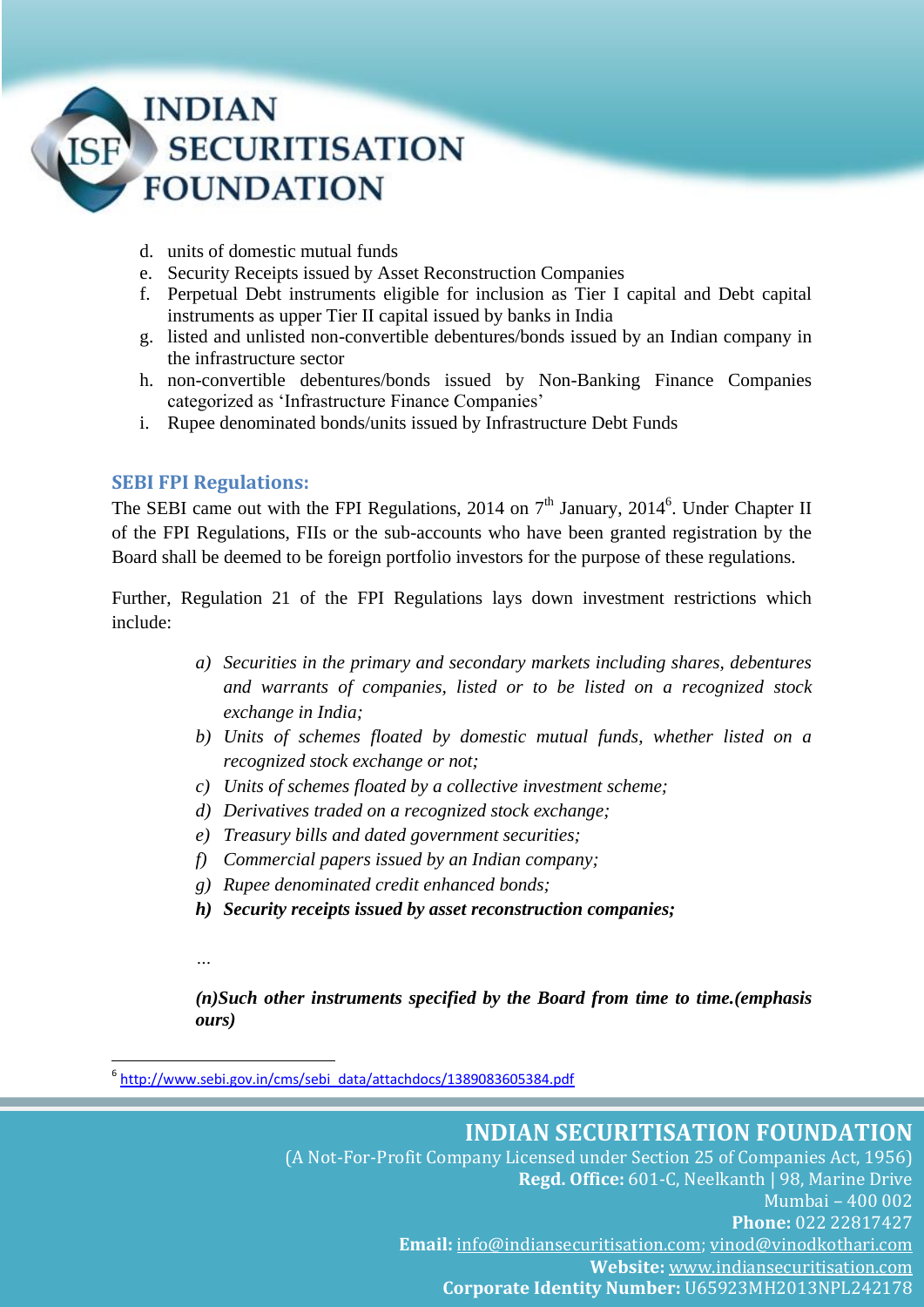d. units of domestic mutual funds
e. Security Receipts issued by Asset Reconstruction Companies
f. Perpetual Debt instruments eligible for inclusion as Tier I capital and Debt capital instruments as upper Tier II capital issued by banks in India
g. listed and unlisted non-convertible debentures/bonds issued by an Indian company in the infrastructure sector
h. non-convertible debentures/bonds issued by Non-Banking Finance Companies categorized as 'Infrastructure Finance Companies'
i. Rupee denominated bonds/units issued by Infrastructure Debt Funds

## SEBI FPI Regulations:

The SEBI came out with the FPI Regulations, 2014 on 7th January, 2014[6]. Under Chapter II of the FPI Regulations, FIIs or the sub-accounts who have been granted registration by the Board shall be deemed to be foreign portfolio investors for the purpose of these regulations.

Further, Regulation 21 of the FPI Regulations lays down investment restrictions which include:

> *a) Securities in the primary and secondary markets including shares, debentures and warrants of companies, listed or to be listed on a recognized stock exchange in India;*
> *b) Units of schemes floated by domestic mutual funds, whether listed on a recognized stock exchange or not;*
> *c) Units of schemes floated by a collective investment scheme;*
> *d) Derivatives traded on a recognized stock exchange;*
> *e) Treasury bills and dated government securities;*
> *f) Commercial papers issued by an Indian company;*
> *g) Rupee denominated credit enhanced bonds;*
> ***h) Security receipts issued by asset reconstruction companies;***
>
> *…*
>
> ***(n)Such other instruments specified by the Board from time to time.(emphasis ours)***

[6] http://www.sebi.gov.in/cms/sebi_data/attachdocs/1389083605384.pdf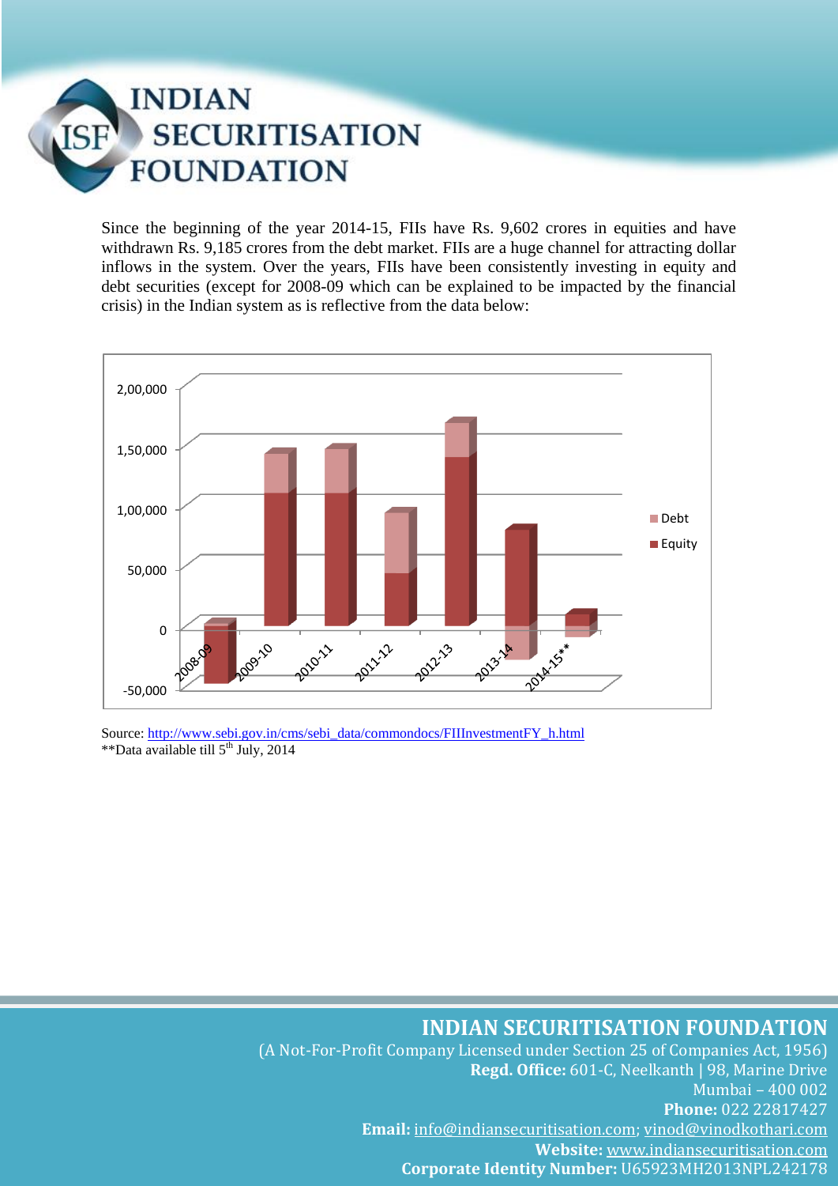Since the beginning of the year 2014-15, FIIs have Rs. 9,602 crores in equities and have withdrawn Rs. 9,185 crores from the debt market. FIIs are a huge channel for attracting dollar inflows in the system. Over the years, FIIs have been consistently investing in equity and debt securities (except for 2008-09 which can be explained to be impacted by the financial crisis) in the Indian system as is reflective from the data below:

2,00,000
1,50,000
1,00,000
50,000
0
-50,000

2008-09
2009-10
2010-11
2011-12
2012-13
2013-14
2014-15**

Debt
Equity

Source: http://www.sebi.gov.in/cms/sebi_data/commondocs/FIIInvestmentFY_h.html
**Data available till 5th July, 2014

## INDIAN SECURITISATION FOUNDATION

(A Not-For-Profit Company Licensed under Section 25 of Companies Act, 1956)
**Regd. Office:** 601-C, Neelkanth | 98, Marine Drive
Mumbai – 400 002
**Phone:** 022 22817427
**Email:** info@indiansecuritisation.com; vinod@vinodkothari.com
**Website:** www.indiansecuritisation.com
**Corporate Identity Number:** U65923MH2013NPL242178